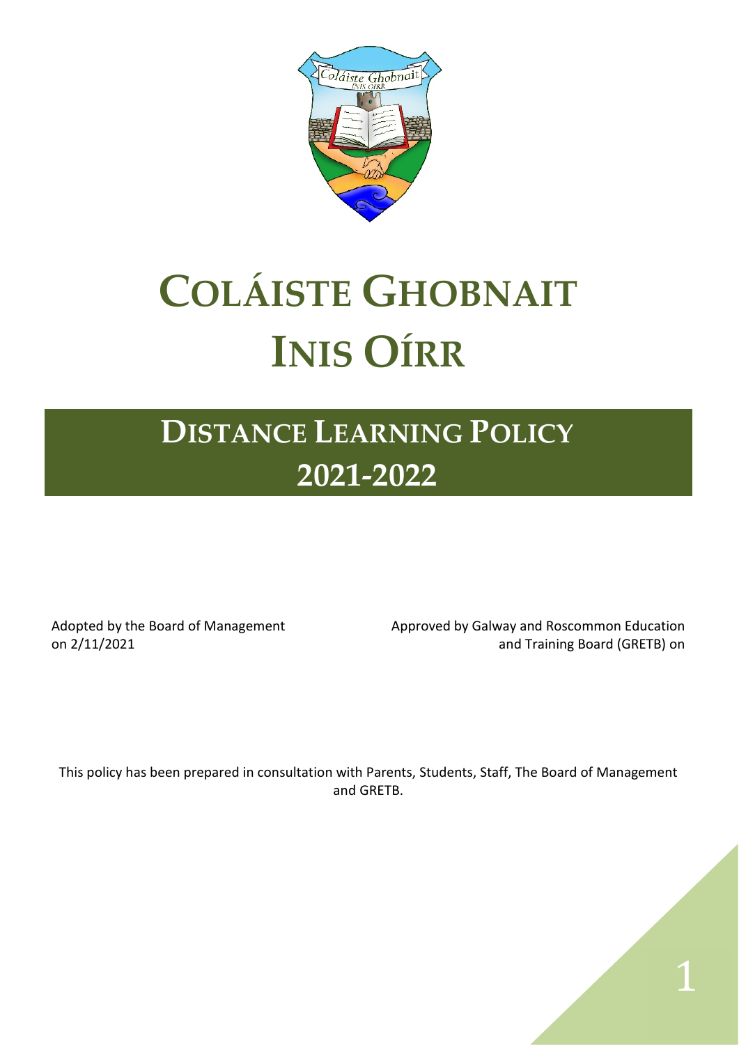# COLÁISTE GHOBNAIT INIS OÍRR

## DISTANCE LEARNING POLICY 2021-2022

Adopted by the Board of Management on 2/11/2021

Approved by Galway and Roscommon Education and Training Board (GRETB) on

This policy has been prepared in consultation with Parents, Students, Staff, The Board of Management and GRETB.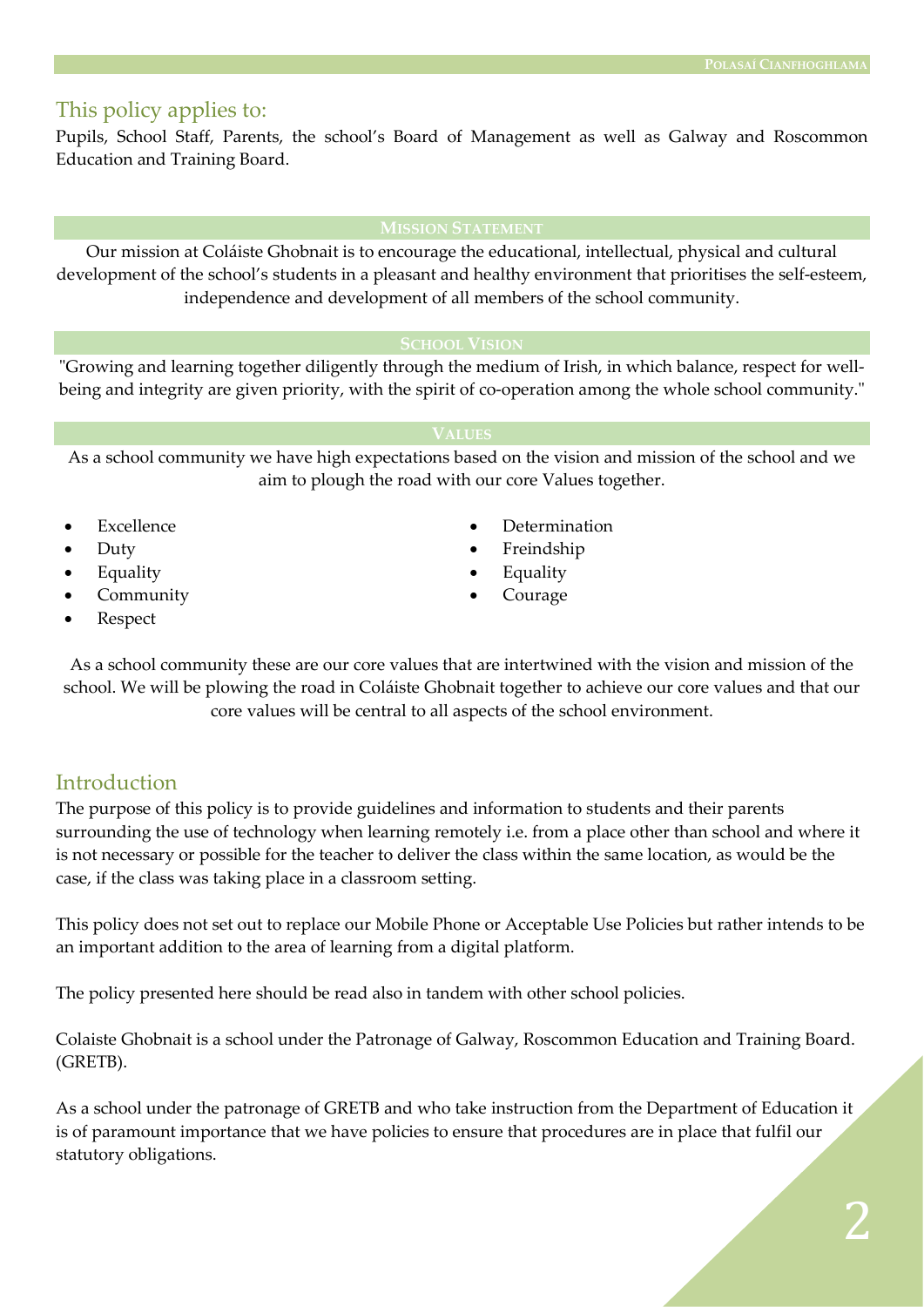## This policy applies to:

Pupils, School Staff, Parents, the school's Board of Management as well as Galway and Roscommon Education and Training Board.

### Mission Statement

Our mission at Coláiste Ghobnait is to encourage the educational, intellectual, physical and cultural development of the school's students in a pleasant and healthy environment that prioritises the self-esteem, independence and development of all members of the school community.

### School Vision

"Growing and learning together diligently through the medium of Irish, in which balance, respect for well-being and integrity are given priority, with the spirit of co-operation among the whole school community."

### Values

As a school community we have high expectations based on the vision and mission of the school and we aim to plough the road with our core Values together.

- Excellence
- Duty
- Equality
- Community
- Respect
- Determination
- Freindship
- Equality
- Courage

As a school community these are our core values that are intertwined with the vision and mission of the school. We will be plowing the road in Coláiste Ghobnait together to achieve our core values and that our core values will be central to all aspects of the school environment.

## Introduction

The purpose of this policy is to provide guidelines and information to students and their parents surrounding the use of technology when learning remotely i.e. from a place other than school and where it is not necessary or possible for the teacher to deliver the class within the same location, as would be the case, if the class was taking place in a classroom setting.

This policy does not set out to replace our Mobile Phone or Acceptable Use Policies but rather intends to be an important addition to the area of learning from a digital platform.

The policy presented here should be read also in tandem with other school policies.

Colaiste Ghobnait is a school under the Patronage of Galway, Roscommon Education and Training Board. (GRETB).

As a school under the patronage of GRETB and who take instruction from the Department of Education it is of paramount importance that we have policies to ensure that procedures are in place that fulfil our statutory obligations.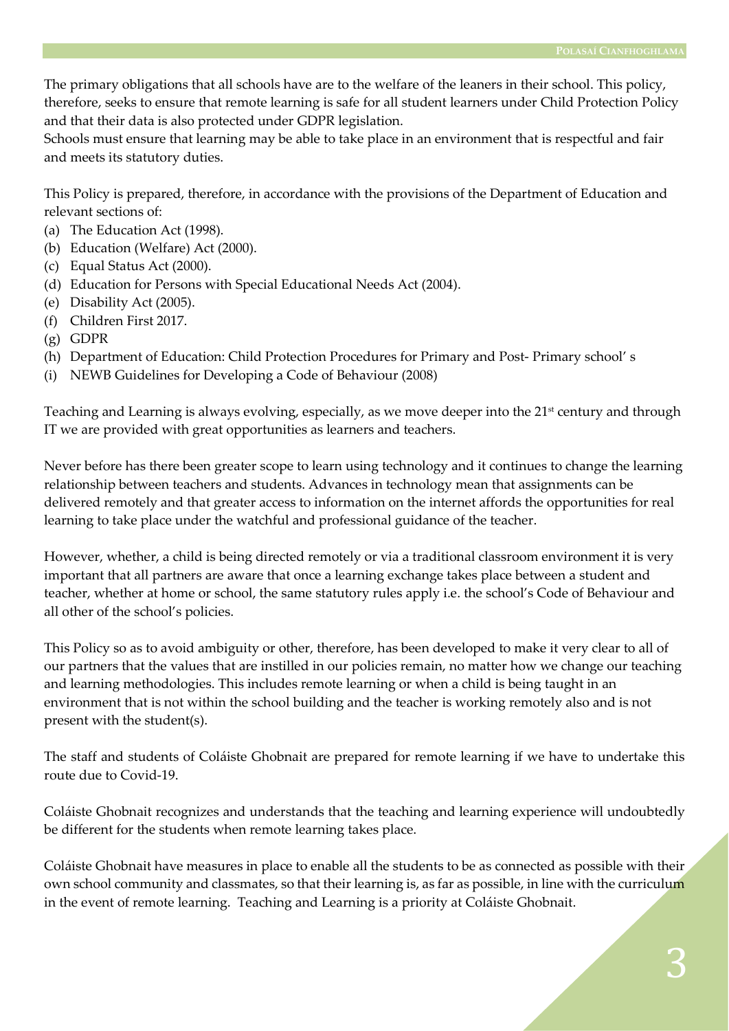The primary obligations that all schools have are to the welfare of the leaners in their school. This policy, therefore, seeks to ensure that remote learning is safe for all student learners under Child Protection Policy and that their data is also protected under GDPR legislation.
Schools must ensure that learning may be able to take place in an environment that is respectful and fair and meets its statutory duties.

This Policy is prepared, therefore, in accordance with the provisions of the Department of Education and relevant sections of:

(a) The Education Act (1998).
(b) Education (Welfare) Act (2000).
(c) Equal Status Act (2000).
(d) Education for Persons with Special Educational Needs Act (2004).
(e) Disability Act (2005).
(f) Children First 2017.
(g) GDPR
(h) Department of Education: Child Protection Procedures for Primary and Post- Primary school' s
(i) NEWB Guidelines for Developing a Code of Behaviour (2008)

Teaching and Learning is always evolving, especially, as we move deeper into the 21st century and through IT we are provided with great opportunities as learners and teachers.

Never before has there been greater scope to learn using technology and it continues to change the learning relationship between teachers and students. Advances in technology mean that assignments can be delivered remotely and that greater access to information on the internet affords the opportunities for real learning to take place under the watchful and professional guidance of the teacher.

However, whether, a child is being directed remotely or via a traditional classroom environment it is very important that all partners are aware that once a learning exchange takes place between a student and teacher, whether at home or school, the same statutory rules apply i.e. the school's Code of Behaviour and all other of the school's policies.

This Policy so as to avoid ambiguity or other, therefore, has been developed to make it very clear to all of our partners that the values that are instilled in our policies remain, no matter how we change our teaching and learning methodologies. This includes remote learning or when a child is being taught in an environment that is not within the school building and the teacher is working remotely also and is not present with the student(s).

The staff and students of Coláiste Ghobnait are prepared for remote learning if we have to undertake this route due to Covid-19.

Coláiste Ghobnait recognizes and understands that the teaching and learning experience will undoubtedly be different for the students when remote learning takes place.

Coláiste Ghobnait have measures in place to enable all the students to be as connected as possible with their own school community and classmates, so that their learning is, as far as possible, in line with the curriculum in the event of remote learning. Teaching and Learning is a priority at Coláiste Ghobnait.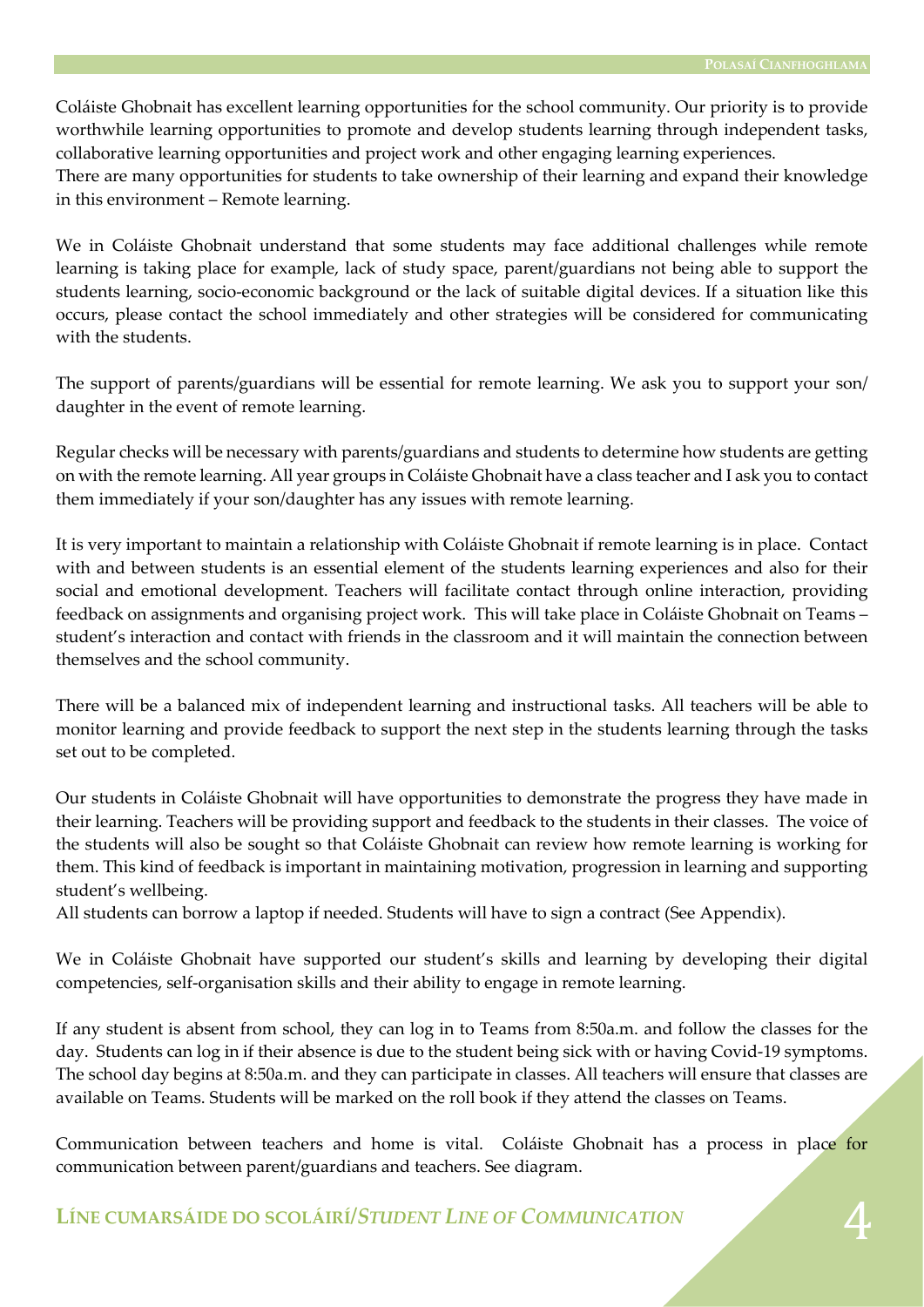Coláiste Ghobnait has excellent learning opportunities for the school community. Our priority is to provide worthwhile learning opportunities to promote and develop students learning through independent tasks, collaborative learning opportunities and project work and other engaging learning experiences.
There are many opportunities for students to take ownership of their learning and expand their knowledge in this environment – Remote learning.

We in Coláiste Ghobnait understand that some students may face additional challenges while remote learning is taking place for example, lack of study space, parent/guardians not being able to support the students learning, socio-economic background or the lack of suitable digital devices. If a situation like this occurs, please contact the school immediately and other strategies will be considered for communicating with the students.

The support of parents/guardians will be essential for remote learning. We ask you to support your son/ daughter in the event of remote learning.

Regular checks will be necessary with parents/guardians and students to determine how students are getting on with the remote learning. All year groups in Coláiste Ghobnait have a class teacher and I ask you to contact them immediately if your son/daughter has any issues with remote learning.

It is very important to maintain a relationship with Coláiste Ghobnait if remote learning is in place. Contact with and between students is an essential element of the students learning experiences and also for their social and emotional development. Teachers will facilitate contact through online interaction, providing feedback on assignments and organising project work. This will take place in Coláiste Ghobnait on Teams – student's interaction and contact with friends in the classroom and it will maintain the connection between themselves and the school community.

There will be a balanced mix of independent learning and instructional tasks. All teachers will be able to monitor learning and provide feedback to support the next step in the students learning through the tasks set out to be completed.

Our students in Coláiste Ghobnait will have opportunities to demonstrate the progress they have made in their learning. Teachers will be providing support and feedback to the students in their classes. The voice of the students will also be sought so that Coláiste Ghobnait can review how remote learning is working for them. This kind of feedback is important in maintaining motivation, progression in learning and supporting student's wellbeing.
All students can borrow a laptop if needed. Students will have to sign a contract (See Appendix).

We in Coláiste Ghobnait have supported our student's skills and learning by developing their digital competencies, self-organisation skills and their ability to engage in remote learning.

If any student is absent from school, they can log in to Teams from 8:50a.m. and follow the classes for the day. Students can log in if their absence is due to the student being sick with or having Covid-19 symptoms. The school day begins at 8:50a.m. and they can participate in classes. All teachers will ensure that classes are available on Teams. Students will be marked on the roll book if they attend the classes on Teams.

Communication between teachers and home is vital. Coláiste Ghobnait has a process in place for communication between parent/guardians and teachers. See diagram.

## LÍNE CUMARSÁIDE DO SCOLÁIRÍ/*STUDENT LINE OF COMMUNICATION*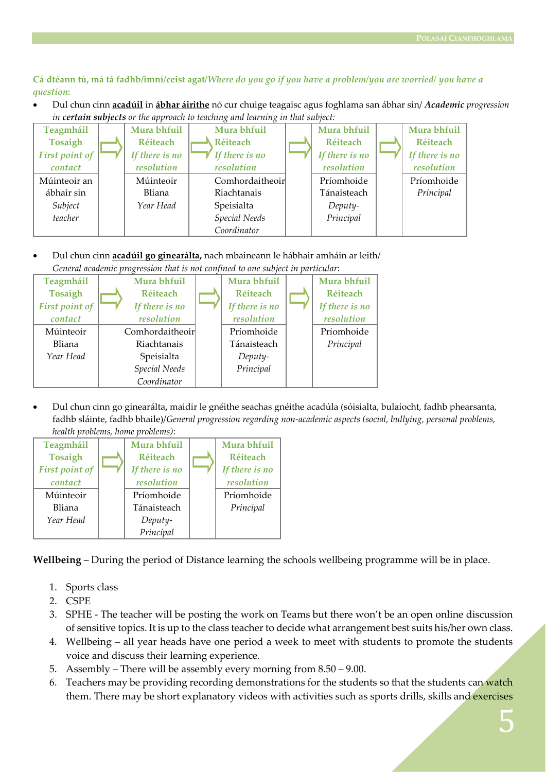**Cá dtéann tú, má tá fadhb/imní/ceist agat/*Where do you go if you have a problem/you are worried/ you have a question*:**

- Dul chun cinn **acadúil** in **ábhar áirithe** nó cur chuige teagaisc agus foghlama san ábhar sin/ ***Academic** progression in **certain subjects** or the approach to teaching and learning in that subject:*

| Teagmháil Tosaigh *First point of contact* | ⇨ | Mura bhfuil Réiteach *If there is no resolution* | ⇨ Mura bhfuil Réiteach *If there is no resolution* | ⇨ | Mura bhfuil Réiteach *If there is no resolution* | ⇨ | Mura bhfuil Réiteach *If there is no resolution* |
|---|---|---|---|---|---|---|---|
| Múinteoir an ábhair sin *Subject teacher* | | Múinteoir Bliana *Year Head* | Comhordaitheoir Riachtanais Speisialta *Special Needs Coordinator* | | Príomhoide Tánaisteach *Deputy-Principal* | | Príomhoide *Principal* |

- Dul chun cinn **acadúil go ginearálta,** nach mbaineann le hábhair amháin ar leith/ *General academic progression that is not confined to one subject in particular*:

| Teagmháil Tosaigh *First point of contact* | ⇨ Mura bhfuil Réiteach *If there is no resolution* | ⇨ | Mura bhfuil Réiteach *If there is no resolution* | ⇨ | Mura bhfuil Réiteach *If there is no resolution* |
|---|---|---|---|---|---|
| Múinteoir Bliana *Year Head* | Comhordaitheoir Riachtanais Speisialta *Special Needs Coordinator* | | Príomhoide Tánaisteach *Deputy-Principal* | | Príomhoide *Principal* |

- Dul chun cinn go ginearálta**,** maidir le gnéithe seachas gnéithe acadúla (sóisialta, bulaíocht, fadhb phearsanta, fadhb sláinte, fadhb bhaile)/*General progression regarding non-academic aspects (social, bullying, personal problems, health problems, home problems)*:

| Teagmháil Tosaigh *First point of contact* | ⇨ | Mura bhfuil Réiteach *If there is no resolution* | ⇨ | Mura bhfuil Réiteach *If there is no resolution* |
|---|---|---|---|---|
| Múinteoir Bliana *Year Head* | | Príomhoide Tánaisteach *Deputy-Principal* | | Príomhoide *Principal* |

**Wellbeing** – During the period of Distance learning the schools wellbeing programme will be in place.

1. Sports class
2. CSPE
3. SPHE - The teacher will be posting the work on Teams but there won't be an open online discussion of sensitive topics. It is up to the class teacher to decide what arrangement best suits his/her own class.
4. Wellbeing – all year heads have one period a week to meet with students to promote the students voice and discuss their learning experience.
5. Assembly – There will be assembly every morning from 8.50 – 9.00.
6. Teachers may be providing recording demonstrations for the students so that the students can watch them. There may be short explanatory videos with activities such as sports drills, skills and exercises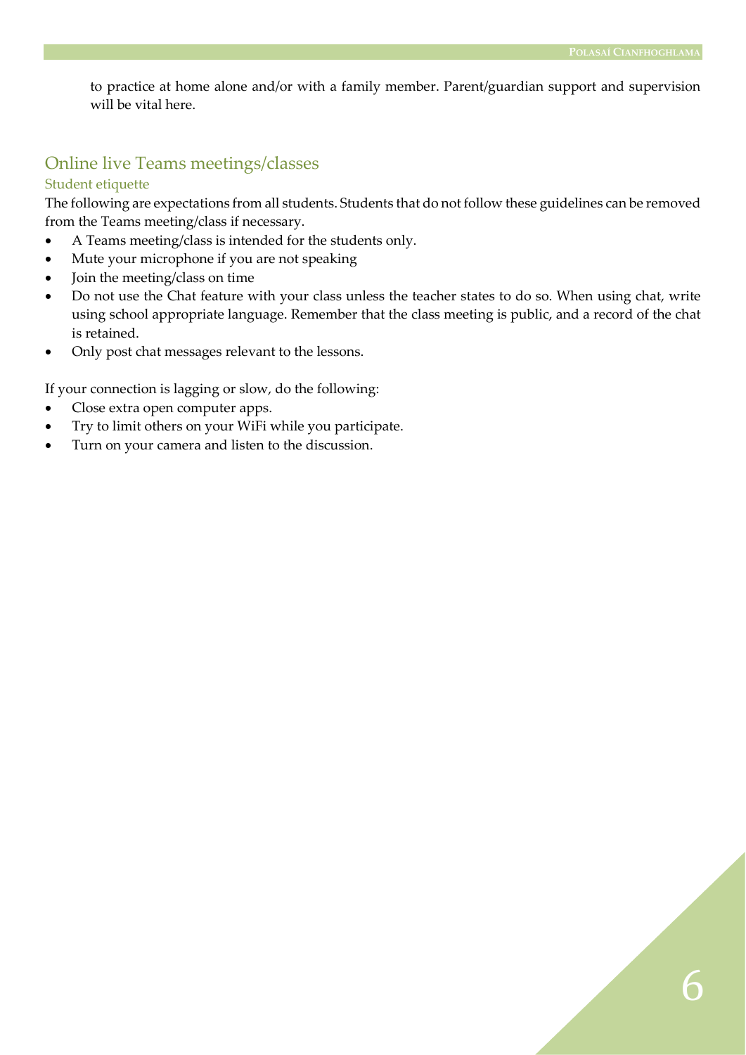to practice at home alone and/or with a family member. Parent/guardian support and supervision will be vital here.

## Online live Teams meetings/classes

### Student etiquette

The following are expectations from all students. Students that do not follow these guidelines can be removed from the Teams meeting/class if necessary.

- A Teams meeting/class is intended for the students only.
- Mute your microphone if you are not speaking
- Join the meeting/class on time
- Do not use the Chat feature with your class unless the teacher states to do so. When using chat, write using school appropriate language. Remember that the class meeting is public, and a record of the chat is retained.
- Only post chat messages relevant to the lessons.

If your connection is lagging or slow, do the following:

- Close extra open computer apps.
- Try to limit others on your WiFi while you participate.
- Turn on your camera and listen to the discussion.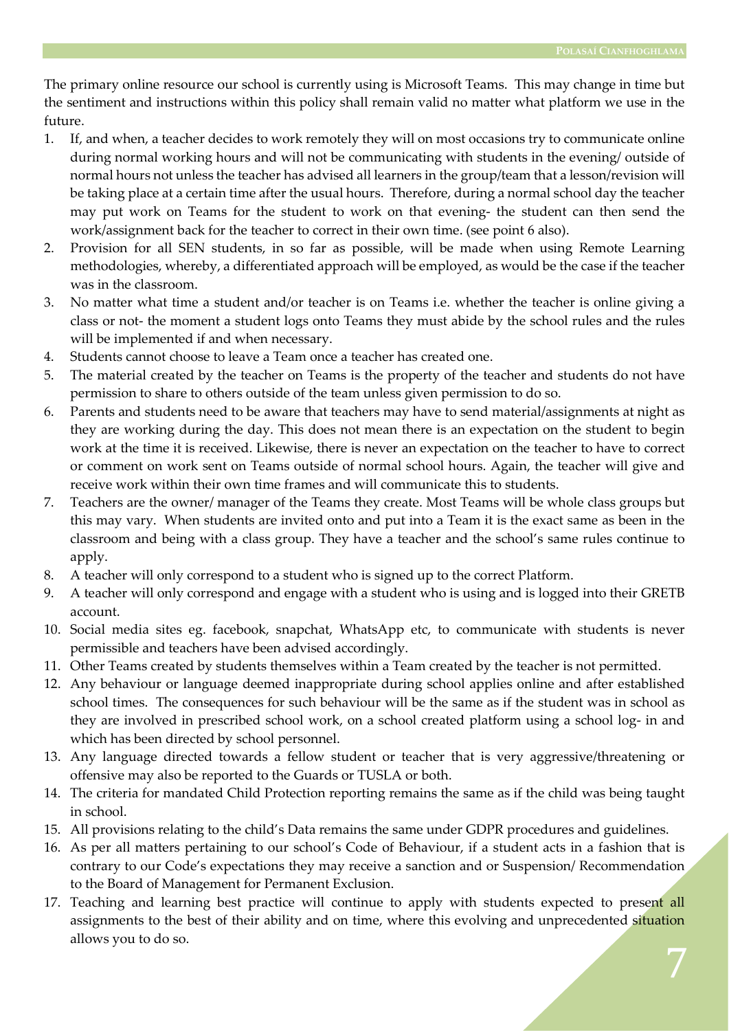The primary online resource our school is currently using is Microsoft Teams. This may change in time but the sentiment and instructions within this policy shall remain valid no matter what platform we use in the future.

1. If, and when, a teacher decides to work remotely they will on most occasions try to communicate online during normal working hours and will not be communicating with students in the evening/ outside of normal hours not unless the teacher has advised all learners in the group/team that a lesson/revision will be taking place at a certain time after the usual hours. Therefore, during a normal school day the teacher may put work on Teams for the student to work on that evening- the student can then send the work/assignment back for the teacher to correct in their own time. (see point 6 also).
2. Provision for all SEN students, in so far as possible, will be made when using Remote Learning methodologies, whereby, a differentiated approach will be employed, as would be the case if the teacher was in the classroom.
3. No matter what time a student and/or teacher is on Teams i.e. whether the teacher is online giving a class or not- the moment a student logs onto Teams they must abide by the school rules and the rules will be implemented if and when necessary.
4. Students cannot choose to leave a Team once a teacher has created one.
5. The material created by the teacher on Teams is the property of the teacher and students do not have permission to share to others outside of the team unless given permission to do so.
6. Parents and students need to be aware that teachers may have to send material/assignments at night as they are working during the day. This does not mean there is an expectation on the student to begin work at the time it is received. Likewise, there is never an expectation on the teacher to have to correct or comment on work sent on Teams outside of normal school hours. Again, the teacher will give and receive work within their own time frames and will communicate this to students.
7. Teachers are the owner/ manager of the Teams they create. Most Teams will be whole class groups but this may vary. When students are invited onto and put into a Team it is the exact same as been in the classroom and being with a class group. They have a teacher and the school's same rules continue to apply.
8. A teacher will only correspond to a student who is signed up to the correct Platform.
9. A teacher will only correspond and engage with a student who is using and is logged into their GRETB account.
10. Social media sites eg. facebook, snapchat, WhatsApp etc, to communicate with students is never permissible and teachers have been advised accordingly.
11. Other Teams created by students themselves within a Team created by the teacher is not permitted.
12. Any behaviour or language deemed inappropriate during school applies online and after established school times. The consequences for such behaviour will be the same as if the student was in school as they are involved in prescribed school work, on a school created platform using a school log- in and which has been directed by school personnel.
13. Any language directed towards a fellow student or teacher that is very aggressive/threatening or offensive may also be reported to the Guards or TUSLA or both.
14. The criteria for mandated Child Protection reporting remains the same as if the child was being taught in school.
15. All provisions relating to the child's Data remains the same under GDPR procedures and guidelines.
16. As per all matters pertaining to our school's Code of Behaviour, if a student acts in a fashion that is contrary to our Code's expectations they may receive a sanction and or Suspension/ Recommendation to the Board of Management for Permanent Exclusion.
17. Teaching and learning best practice will continue to apply with students expected to present all assignments to the best of their ability and on time, where this evolving and unprecedented situation allows you to do so.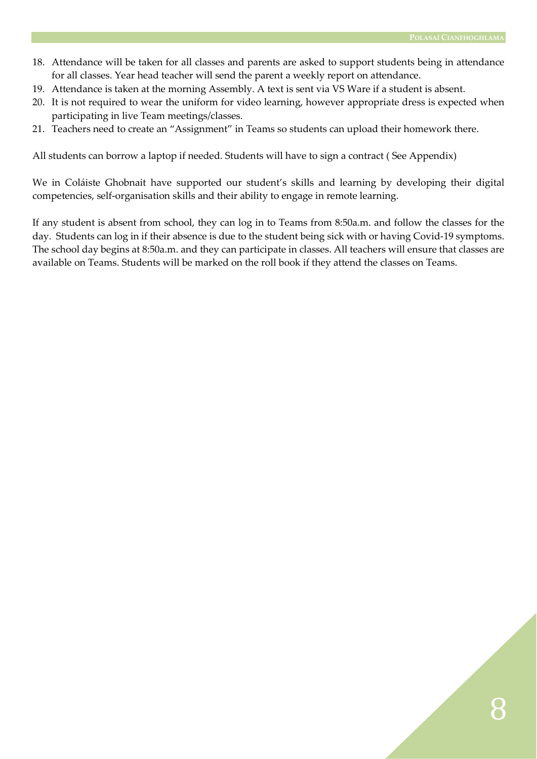18. Attendance will be taken for all classes and parents are asked to support students being in attendance for all classes. Year head teacher will send the parent a weekly report on attendance.
19. Attendance is taken at the morning Assembly. A text is sent via VS Ware if a student is absent.
20. It is not required to wear the uniform for video learning, however appropriate dress is expected when participating in live Team meetings/classes.
21. Teachers need to create an "Assignment" in Teams so students can upload their homework there.

All students can borrow a laptop if needed. Students will have to sign a contract ( See Appendix)

We in Coláiste Ghobnait have supported our student's skills and learning by developing their digital competencies, self-organisation skills and their ability to engage in remote learning.

If any student is absent from school, they can log in to Teams from 8:50a.m. and follow the classes for the day. Students can log in if their absence is due to the student being sick with or having Covid-19 symptoms. The school day begins at 8:50a.m. and they can participate in classes. All teachers will ensure that classes are available on Teams. Students will be marked on the roll book if they attend the classes on Teams.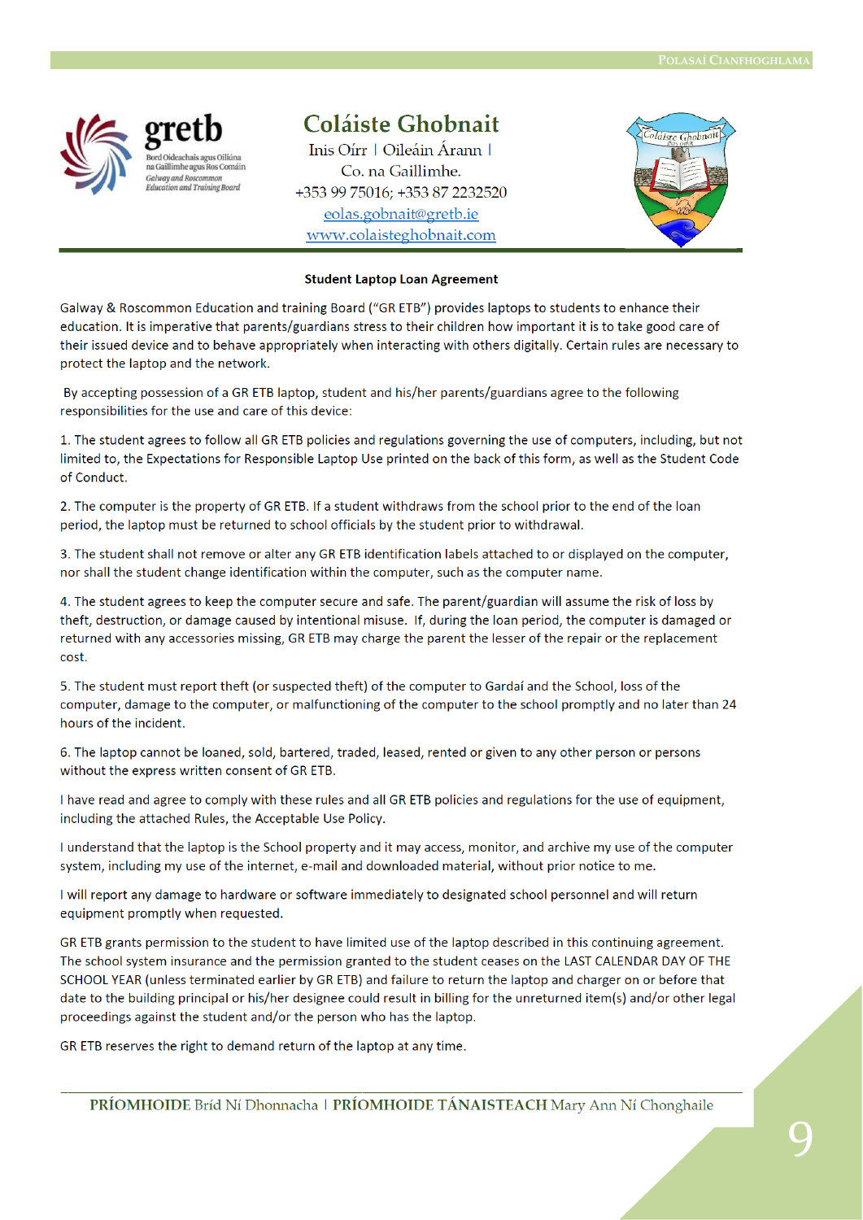Coláiste Ghobnait

Inis Oírr | Oileáin Árann | Co. na Gaillimhe.

+353 99 75016; +353 87 2232520

eolas.gobnait@gretb.ie

www.colaisteghobnait.com

**Student Laptop Loan Agreement**

Galway & Roscommon Education and training Board ("GR ETB") provides laptops to students to enhance their education. It is imperative that parents/guardians stress to their children how important it is to take good care of their issued device and to behave appropriately when interacting with others digitally. Certain rules are necessary to protect the laptop and the network.

By accepting possession of a GR ETB laptop, student and his/her parents/guardians agree to the following responsibilities for the use and care of this device:

1. The student agrees to follow all GR ETB policies and regulations governing the use of computers, including, but not limited to, the Expectations for Responsible Laptop Use printed on the back of this form, as well as the Student Code of Conduct.

2. The computer is the property of GR ETB. If a student withdraws from the school prior to the end of the loan period, the laptop must be returned to school officials by the student prior to withdrawal.

3. The student shall not remove or alter any GR ETB identification labels attached to or displayed on the computer, nor shall the student change identification within the computer, such as the computer name.

4. The student agrees to keep the computer secure and safe. The parent/guardian will assume the risk of loss by theft, destruction, or damage caused by intentional misuse. If, during the loan period, the computer is damaged or returned with any accessories missing, GR ETB may charge the parent the lesser of the repair or the replacement cost.

5. The student must report theft (or suspected theft) of the computer to Gardaí and the School, loss of the computer, damage to the computer, or malfunctioning of the computer to the school promptly and no later than 24 hours of the incident.

6. The laptop cannot be loaned, sold, bartered, traded, leased, rented or given to any other person or persons without the express written consent of GR ETB.

I have read and agree to comply with these rules and all GR ETB policies and regulations for the use of equipment, including the attached Rules, the Acceptable Use Policy.

I understand that the laptop is the School property and it may access, monitor, and archive my use of the computer system, including my use of the internet, e-mail and downloaded material, without prior notice to me.

I will report any damage to hardware or software immediately to designated school personnel and will return equipment promptly when requested.

GR ETB grants permission to the student to have limited use of the laptop described in this continuing agreement. The school system insurance and the permission granted to the student ceases on the LAST CALENDAR DAY OF THE SCHOOL YEAR (unless terminated earlier by GR ETB) and failure to return the laptop and charger on or before that date to the building principal or his/her designee could result in billing for the unreturned item(s) and/or other legal proceedings against the student and/or the person who has the laptop.

GR ETB reserves the right to demand return of the laptop at any time.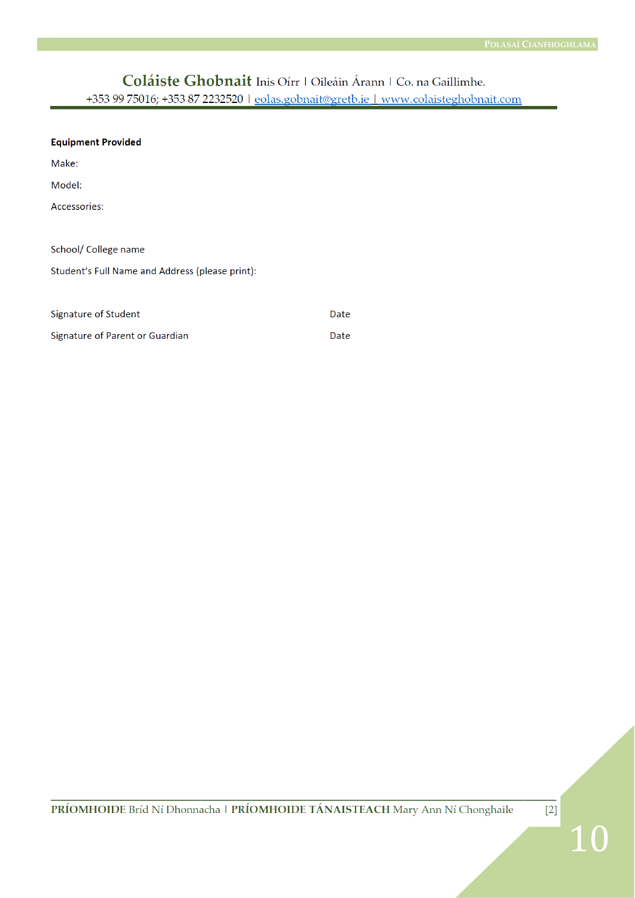**Equipment Provided**

Make:

Model:

Accessories:

School/ College name

Student's Full Name and Address (please print):

Signature of Student Date

Signature of Parent or Guardian Date